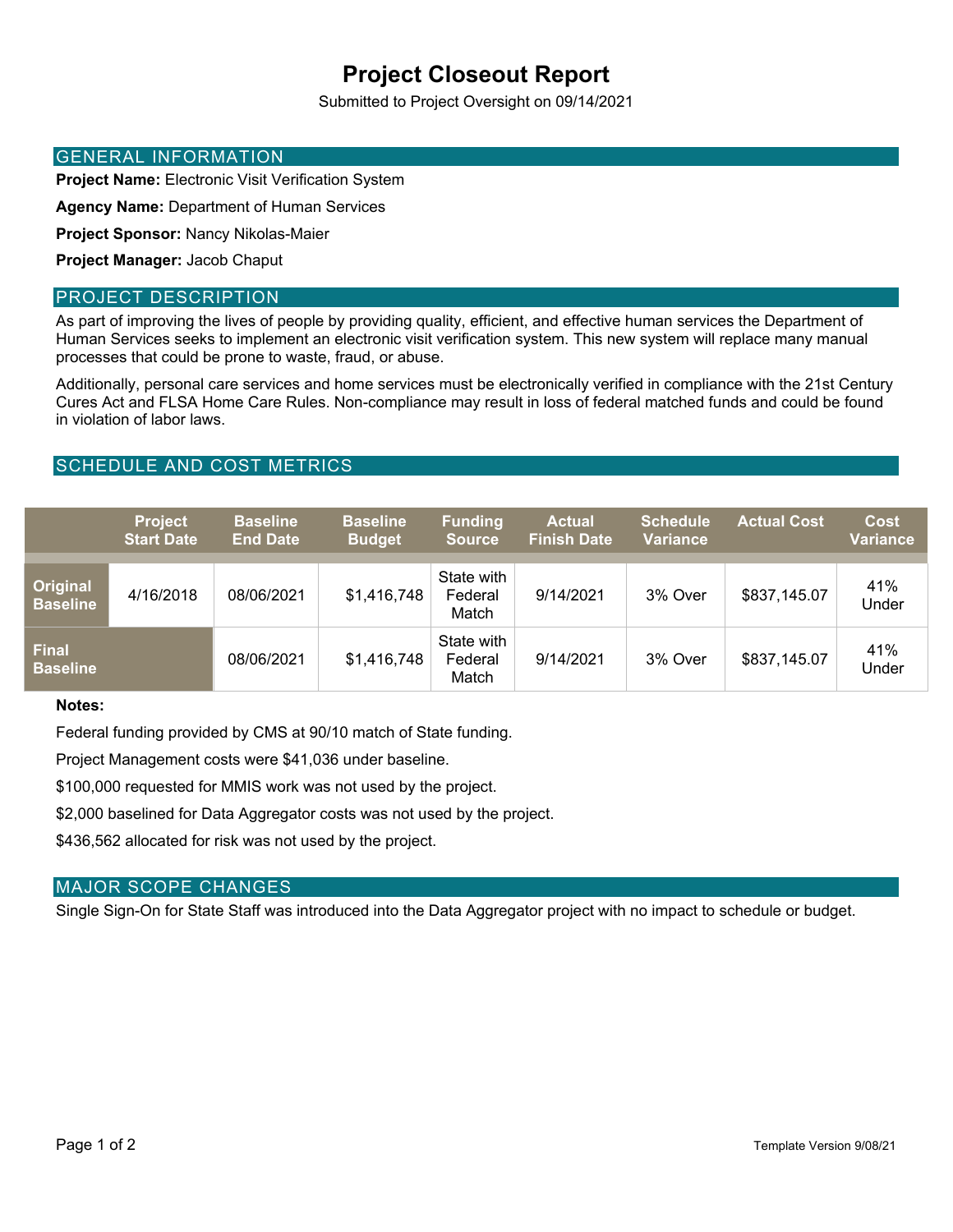# Project Closeout Report

Submitted to Project Oversight on 09/14/2021

## GENERAL INFORMATION

**Project Name:** Electronic Visit Verification System

**Agency Name:** Department of Human Services

**Project Sponsor:** Nancy Nikolas-Maier

**Project Manager:** Jacob Chaput

## PROJECT DESCRIPTION

As part of improving the lives of people by providing quality, efficient, and effective human services the Department of Human Services seeks to implement an electronic visit verification system. This new system will replace many manual processes that could be prone to waste, fraud, or abuse.

Additionally, personal care services and home services must be electronically verified in compliance with the 21st Century Cures Act and FLSA Home Care Rules. Non-compliance may result in loss of federal matched funds and could be found in violation of labor laws.

## SCHEDULE AND COST METRICS

| | Project Start Date | Baseline End Date | Baseline Budget | Funding Source | Actual Finish Date | Schedule Variance | Actual Cost | Cost Variance |
|---|---|---|---|---|---|---|---|---|
| **Original Baseline** | 4/16/2018 | 08/06/2021 | $1,416,748 | State with Federal Match | 9/14/2021 | 3% Over | $837,145.07 | 41% Under |
| **Final Baseline** | | 08/06/2021 | $1,416,748 | State with Federal Match | 9/14/2021 | 3% Over | $837,145.07 | 41% Under |

**Notes:**

Federal funding provided by CMS at 90/10 match of State funding.

Project Management costs were $41,036 under baseline.

$100,000 requested for MMIS work was not used by the project.

$2,000 baselined for Data Aggregator costs was not used by the project.

$436,562 allocated for risk was not used by the project.

## MAJOR SCOPE CHANGES

Single Sign-On for State Staff was introduced into the Data Aggregator project with no impact to schedule or budget.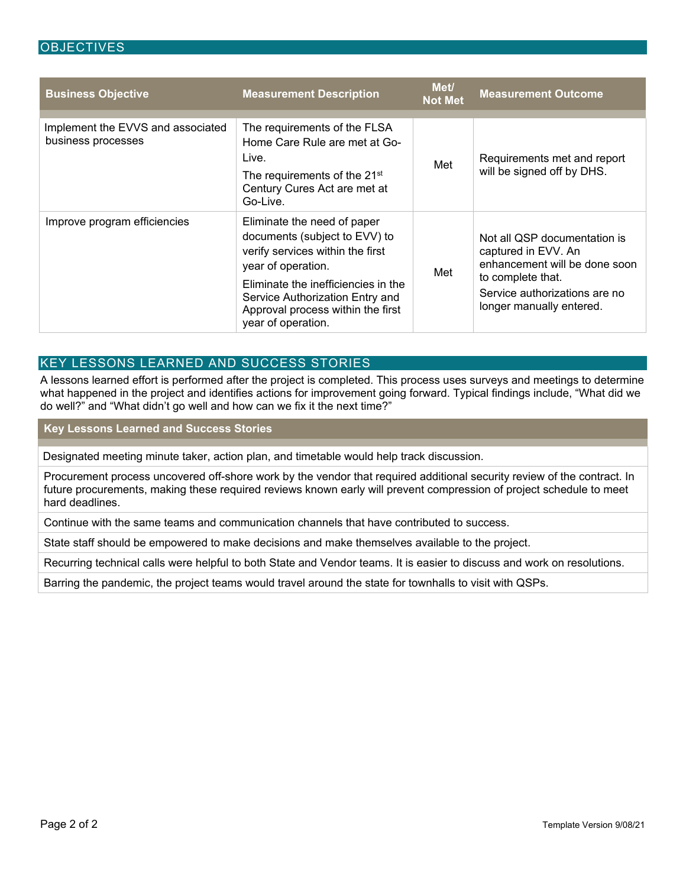## OBJECTIVES

| Business Objective | Measurement Description | Met/ Not Met | Measurement Outcome |
|---|---|---|---|
| Implement the EVVS and associated business processes | The requirements of the FLSA Home Care Rule are met at Go-Live.<br>The requirements of the 21st Century Cures Act are met at Go-Live. | Met | Requirements met and report will be signed off by DHS. |
| Improve program efficiencies | Eliminate the need of paper documents (subject to EVV) to verify services within the first year of operation.<br>Eliminate the inefficiencies in the Service Authorization Entry and Approval process within the first year of operation. | Met | Not all QSP documentation is captured in EVV. An enhancement will be done soon to complete that.<br>Service authorizations are no longer manually entered. |

## KEY LESSONS LEARNED AND SUCCESS STORIES

A lessons learned effort is performed after the project is completed. This process uses surveys and meetings to determine what happened in the project and identifies actions for improvement going forward. Typical findings include, "What did we do well?" and "What didn't go well and how can we fix it the next time?"

| Key Lessons Learned and Success Stories |
|---|
| Designated meeting minute taker, action plan, and timetable would help track discussion. |
| Procurement process uncovered off-shore work by the vendor that required additional security review of the contract. In future procurements, making these required reviews known early will prevent compression of project schedule to meet hard deadlines. |
| Continue with the same teams and communication channels that have contributed to success. |
| State staff should be empowered to make decisions and make themselves available to the project. |
| Recurring technical calls were helpful to both State and Vendor teams. It is easier to discuss and work on resolutions. |
| Barring the pandemic, the project teams would travel around the state for townhalls to visit with QSPs. |